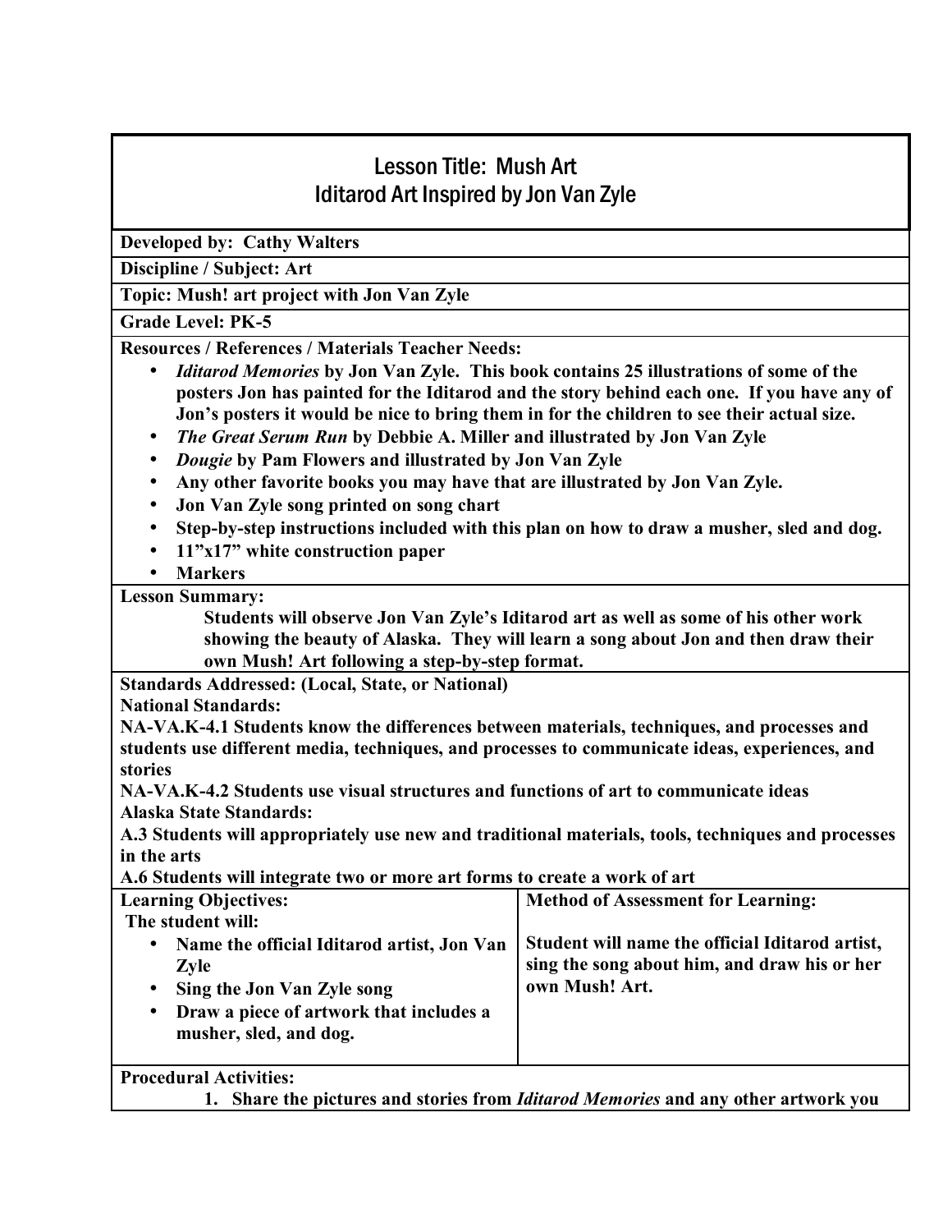# Lesson Title: Mush Art
## Iditarod Art Inspired by Jon Van Zyle

**Developed by: Cathy Walters**

**Discipline / Subject: Art**

**Topic: Mush! art project with Jon Van Zyle**

**Grade Level: PK-5**

**Resources / References / Materials Teacher Needs:**

- ***Iditarod Memories* by Jon Van Zyle. This book contains 25 illustrations of some of the posters Jon has painted for the Iditarod and the story behind each one. If you have any of Jon's posters it would be nice to bring them in for the children to see their actual size.**
- ***The Great Serum Run* by Debbie A. Miller and illustrated by Jon Van Zyle**
- ***Dougie* by Pam Flowers and illustrated by Jon Van Zyle**
- **Any other favorite books you may have that are illustrated by Jon Van Zyle.**
- **Jon Van Zyle song printed on song chart**
- **Step-by-step instructions included with this plan on how to draw a musher, sled and dog.**
- **11"x17" white construction paper**
- **Markers**

**Lesson Summary:**

**Students will observe Jon Van Zyle's Iditarod art as well as some of his other work showing the beauty of Alaska. They will learn a song about Jon and then draw their own Mush! Art following a step-by-step format.**

**Standards Addressed: (Local, State, or National)**

**National Standards:**

**NA-VA.K-4.1 Students know the differences between materials, techniques, and processes and students use different media, techniques, and processes to communicate ideas, experiences, and stories**

**NA-VA.K-4.2 Students use visual structures and functions of art to communicate ideas**

**Alaska State Standards:**

**A.3 Students will appropriately use new and traditional materials, tools, techniques and processes in the arts**

**A.6 Students will integrate two or more art forms to create a work of art**

| Learning Objectives: | Method of Assessment for Learning: |
|---|---|
| The student will:<br>• Name the official Iditarod artist, Jon Van Zyle<br>• Sing the Jon Van Zyle song<br>• Draw a piece of artwork that includes a musher, sled, and dog. | Student will name the official Iditarod artist, sing the song about him, and draw his or her own Mush! Art. |

**Procedural Activities:**

1. **Share the pictures and stories from *Iditarod Memories* and any other artwork you**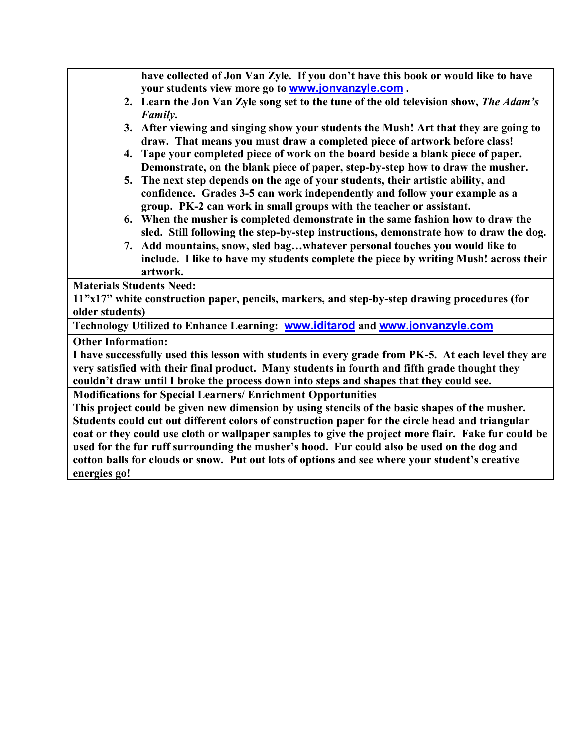have collected of Jon Van Zyle. If you don't have this book or would like to have your students view more go to [www.jonvanzyle.com](http://www.jonvanzyle.com) .

2. Learn the Jon Van Zyle song set to the tune of the old television show, *The Adam's Family*.
3. After viewing and singing show your students the Mush! Art that they are going to draw. That means you must draw a completed piece of artwork before class!
4. Tape your completed piece of work on the board beside a blank piece of paper. Demonstrate, on the blank piece of paper, step-by-step how to draw the musher.
5. The next step depends on the age of your students, their artistic ability, and confidence. Grades 3-5 can work independently and follow your example as a group. PK-2 can work in small groups with the teacher or assistant.
6. When the musher is completed demonstrate in the same fashion how to draw the sled. Still following the step-by-step instructions, demonstrate how to draw the dog.
7. Add mountains, snow, sled bag…whatever personal touches you would like to include. I like to have my students complete the piece by writing Mush! across their artwork.

**Materials Students Need:**
**11"x17" white construction paper, pencils, markers, and step-by-step drawing procedures (for older students)**

**Technology Utilized to Enhance Learning:** [www.iditarod](http://www.iditarod) **and** [www.jonvanzyle.com](http://www.jonvanzyle.com)

**Other Information:**
**I have successfully used this lesson with students in every grade from PK-5. At each level they are very satisfied with their final product. Many students in fourth and fifth grade thought they couldn't draw until I broke the process down into steps and shapes that they could see.**

**Modifications for Special Learners/ Enrichment Opportunities**
**This project could be given new dimension by using stencils of the basic shapes of the musher. Students could cut out different colors of construction paper for the circle head and triangular coat or they could use cloth or wallpaper samples to give the project more flair. Fake fur could be used for the fur ruff surrounding the musher's hood. Fur could also be used on the dog and cotton balls for clouds or snow. Put out lots of options and see where your student's creative energies go!**